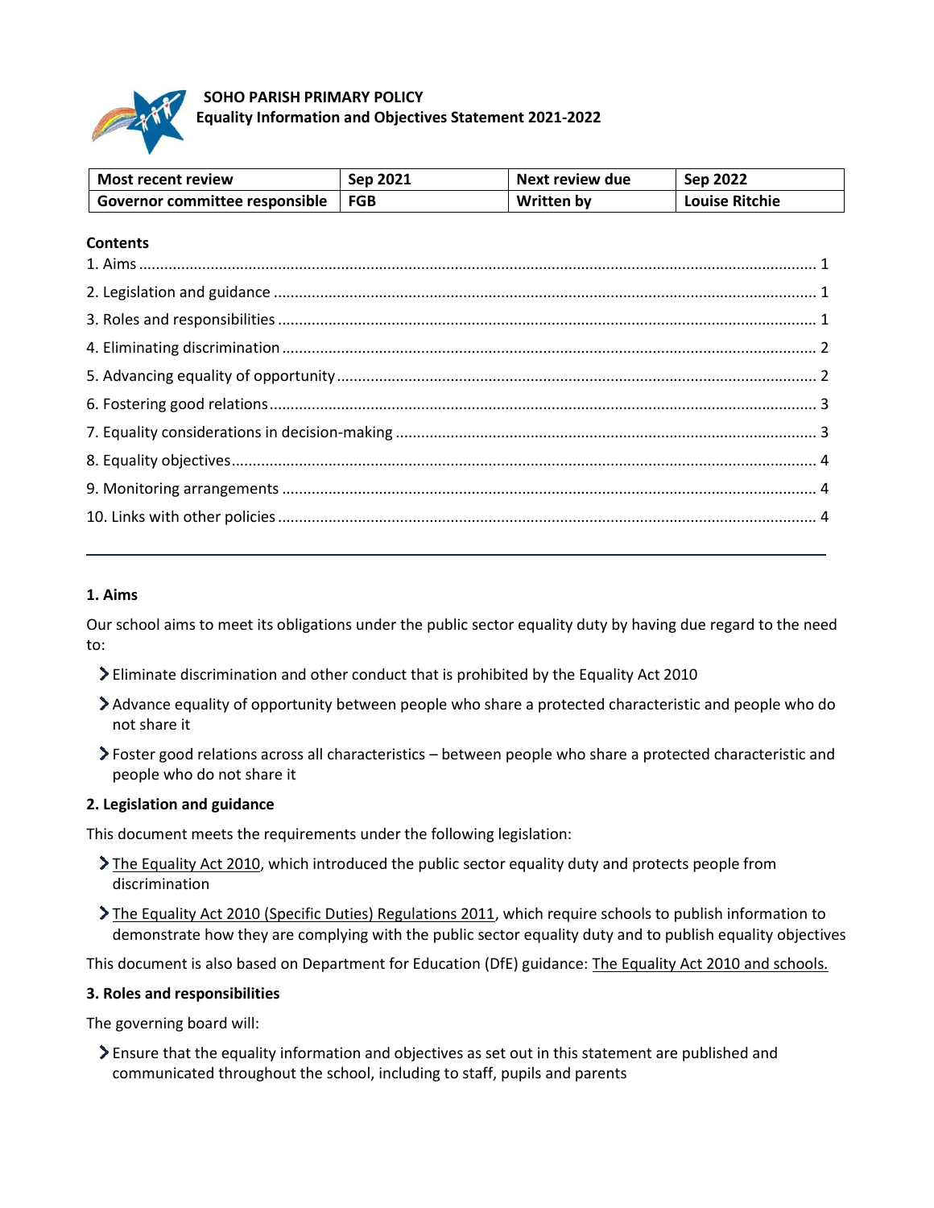**SOHO PARISH PRIMARY POLICY**

**Equality Information and Objectives Statement 2021-2022**

| Most recent review | Sep 2021 | Next review due | Sep 2022 |
|---|---|---|---|
| Governor committee responsible | FGB | Written by | Louise Ritchie |

**Contents**

1. Aims ..... 1
2. Legislation and guidance ..... 1
3. Roles and responsibilities ..... 1
4. Eliminating discrimination ..... 2
5. Advancing equality of opportunity ..... 2
6. Fostering good relations ..... 3
7. Equality considerations in decision-making ..... 3
8. Equality objectives ..... 4
9. Monitoring arrangements ..... 4
10. Links with other policies ..... 4

---

## 1. Aims

Our school aims to meet its obligations under the public sector equality duty by having due regard to the need to:

- Eliminate discrimination and other conduct that is prohibited by the Equality Act 2010
- Advance equality of opportunity between people who share a protected characteristic and people who do not share it
- Foster good relations across all characteristics – between people who share a protected characteristic and people who do not share it

## 2. Legislation and guidance

This document meets the requirements under the following legislation:

- The Equality Act 2010, which introduced the public sector equality duty and protects people from discrimination
- The Equality Act 2010 (Specific Duties) Regulations 2011, which require schools to publish information to demonstrate how they are complying with the public sector equality duty and to publish equality objectives

This document is also based on Department for Education (DfE) guidance: The Equality Act 2010 and schools.

## 3. Roles and responsibilities

The governing board will:

- Ensure that the equality information and objectives as set out in this statement are published and communicated throughout the school, including to staff, pupils and parents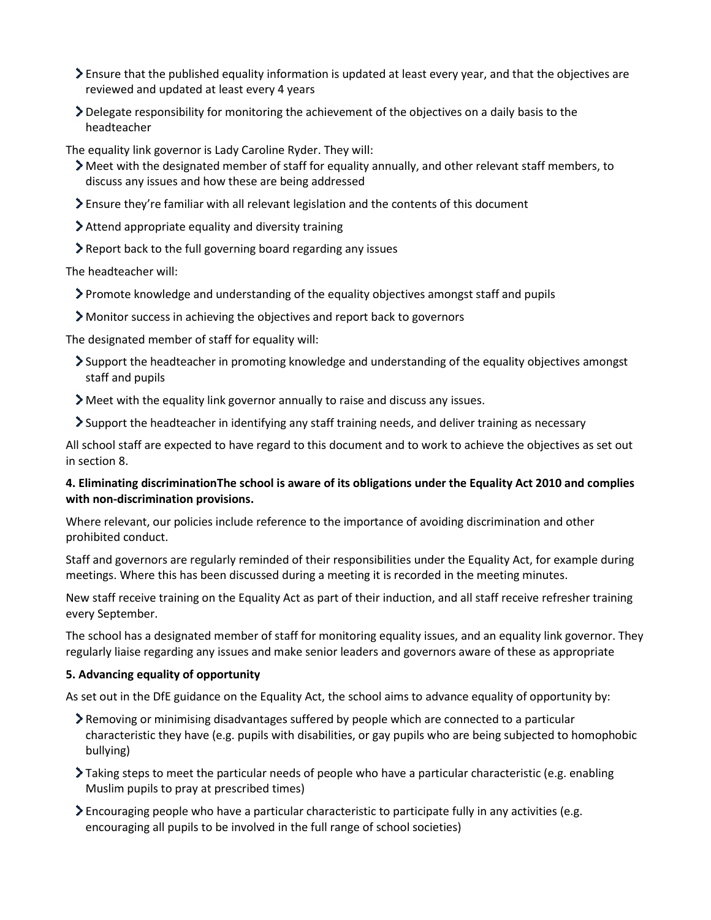- Ensure that the published equality information is updated at least every year, and that the objectives are reviewed and updated at least every 4 years
- Delegate responsibility for monitoring the achievement of the objectives on a daily basis to the headteacher

The equality link governor is Lady Caroline Ryder. They will:

- Meet with the designated member of staff for equality annually, and other relevant staff members, to discuss any issues and how these are being addressed
- Ensure they're familiar with all relevant legislation and the contents of this document
- Attend appropriate equality and diversity training
- Report back to the full governing board regarding any issues

The headteacher will:

- Promote knowledge and understanding of the equality objectives amongst staff and pupils
- Monitor success in achieving the objectives and report back to governors

The designated member of staff for equality will:

- Support the headteacher in promoting knowledge and understanding of the equality objectives amongst staff and pupils
- Meet with the equality link governor annually to raise and discuss any issues.
- Support the headteacher in identifying any staff training needs, and deliver training as necessary

All school staff are expected to have regard to this document and to work to achieve the objectives as set out in section 8.

**4. Eliminating discriminationThe school is aware of its obligations under the Equality Act 2010 and complies with non-discrimination provisions.**

Where relevant, our policies include reference to the importance of avoiding discrimination and other prohibited conduct.

Staff and governors are regularly reminded of their responsibilities under the Equality Act, for example during meetings. Where this has been discussed during a meeting it is recorded in the meeting minutes.

New staff receive training on the Equality Act as part of their induction, and all staff receive refresher training every September.

The school has a designated member of staff for monitoring equality issues, and an equality link governor. They regularly liaise regarding any issues and make senior leaders and governors aware of these as appropriate

**5. Advancing equality of opportunity**

As set out in the DfE guidance on the Equality Act, the school aims to advance equality of opportunity by:

- Removing or minimising disadvantages suffered by people which are connected to a particular characteristic they have (e.g. pupils with disabilities, or gay pupils who are being subjected to homophobic bullying)
- Taking steps to meet the particular needs of people who have a particular characteristic (e.g. enabling Muslim pupils to pray at prescribed times)
- Encouraging people who have a particular characteristic to participate fully in any activities (e.g. encouraging all pupils to be involved in the full range of school societies)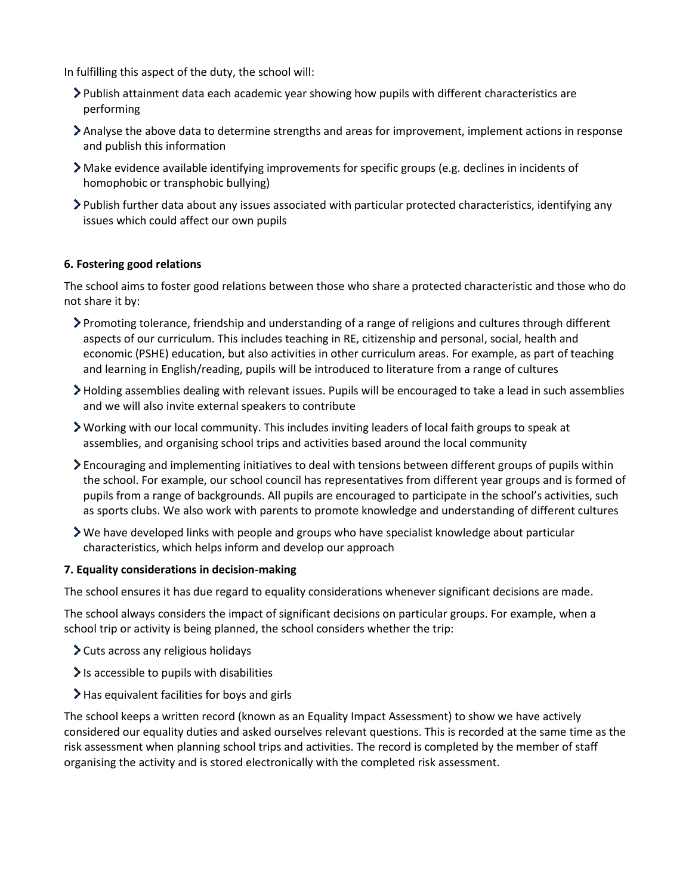In fulfilling this aspect of the duty, the school will:

- Publish attainment data each academic year showing how pupils with different characteristics are performing
- Analyse the above data to determine strengths and areas for improvement, implement actions in response and publish this information
- Make evidence available identifying improvements for specific groups (e.g. declines in incidents of homophobic or transphobic bullying)
- Publish further data about any issues associated with particular protected characteristics, identifying any issues which could affect our own pupils

**6. Fostering good relations**

The school aims to foster good relations between those who share a protected characteristic and those who do not share it by:

- Promoting tolerance, friendship and understanding of a range of religions and cultures through different aspects of our curriculum. This includes teaching in RE, citizenship and personal, social, health and economic (PSHE) education, but also activities in other curriculum areas. For example, as part of teaching and learning in English/reading, pupils will be introduced to literature from a range of cultures
- Holding assemblies dealing with relevant issues. Pupils will be encouraged to take a lead in such assemblies and we will also invite external speakers to contribute
- Working with our local community. This includes inviting leaders of local faith groups to speak at assemblies, and organising school trips and activities based around the local community
- Encouraging and implementing initiatives to deal with tensions between different groups of pupils within the school. For example, our school council has representatives from different year groups and is formed of pupils from a range of backgrounds. All pupils are encouraged to participate in the school's activities, such as sports clubs. We also work with parents to promote knowledge and understanding of different cultures
- We have developed links with people and groups who have specialist knowledge about particular characteristics, which helps inform and develop our approach

**7. Equality considerations in decision-making**

The school ensures it has due regard to equality considerations whenever significant decisions are made.

The school always considers the impact of significant decisions on particular groups. For example, when a school trip or activity is being planned, the school considers whether the trip:

- Cuts across any religious holidays
- Is accessible to pupils with disabilities
- Has equivalent facilities for boys and girls

The school keeps a written record (known as an Equality Impact Assessment) to show we have actively considered our equality duties and asked ourselves relevant questions. This is recorded at the same time as the risk assessment when planning school trips and activities. The record is completed by the member of staff organising the activity and is stored electronically with the completed risk assessment.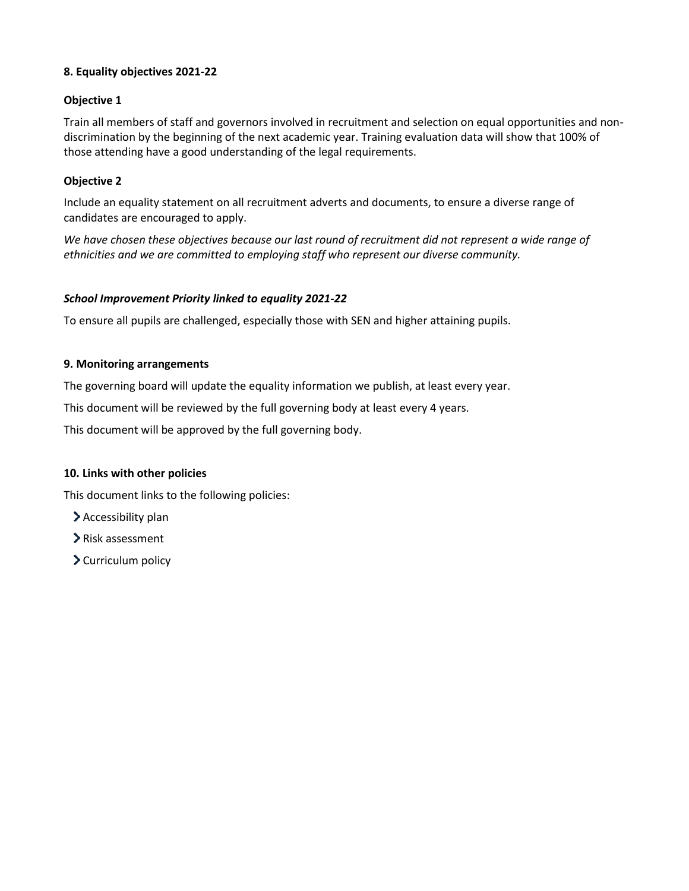## 8. Equality objectives 2021-22

### Objective 1

Train all members of staff and governors involved in recruitment and selection on equal opportunities and non-discrimination by the beginning of the next academic year. Training evaluation data will show that 100% of those attending have a good understanding of the legal requirements.

### Objective 2

Include an equality statement on all recruitment adverts and documents, to ensure a diverse range of candidates are encouraged to apply.

*We have chosen these objectives because our last round of recruitment did not represent a wide range of ethnicities and we are committed to employing staff who represent our diverse community.*

### *School Improvement Priority linked to equality 2021-22*

To ensure all pupils are challenged, especially those with SEN and higher attaining pupils.

## 9. Monitoring arrangements

The governing board will update the equality information we publish, at least every year.

This document will be reviewed by the full governing body at least every 4 years.

This document will be approved by the full governing body.

## 10. Links with other policies

This document links to the following policies:

- Accessibility plan
- Risk assessment
- Curriculum policy